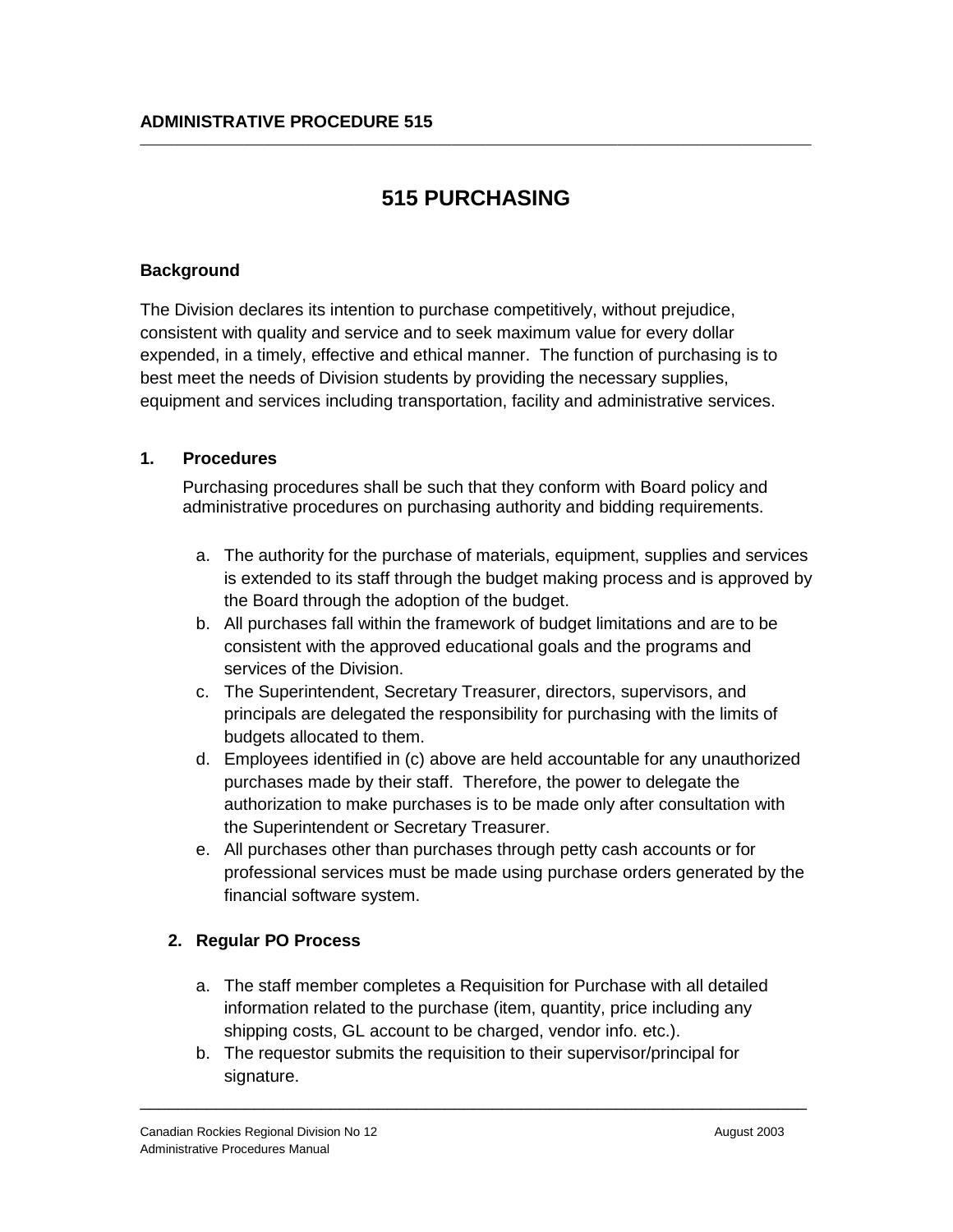**ADMINISTRATIVE PROCEDURE 515**

# 515 PURCHASING

**Background**

The Division declares its intention to purchase competitively, without prejudice, consistent with quality and service and to seek maximum value for every dollar expended, in a timely, effective and ethical manner. The function of purchasing is to best meet the needs of Division students by providing the necessary supplies, equipment and services including transportation, facility and administrative services.

**1. Procedures**

Purchasing procedures shall be such that they conform with Board policy and administrative procedures on purchasing authority and bidding requirements.

a. The authority for the purchase of materials, equipment, supplies and services is extended to its staff through the budget making process and is approved by the Board through the adoption of the budget.
b. All purchases fall within the framework of budget limitations and are to be consistent with the approved educational goals and the programs and services of the Division.
c. The Superintendent, Secretary Treasurer, directors, supervisors, and principals are delegated the responsibility for purchasing with the limits of budgets allocated to them.
d. Employees identified in (c) above are held accountable for any unauthorized purchases made by their staff. Therefore, the power to delegate the authorization to make purchases is to be made only after consultation with the Superintendent or Secretary Treasurer.
e. All purchases other than purchases through petty cash accounts or for professional services must be made using purchase orders generated by the financial software system.

**2. Regular PO Process**

a. The staff member completes a Requisition for Purchase with all detailed information related to the purchase (item, quantity, price including any shipping costs, GL account to be charged, vendor info. etc.).
b. The requestor submits the requisition to their supervisor/principal for signature.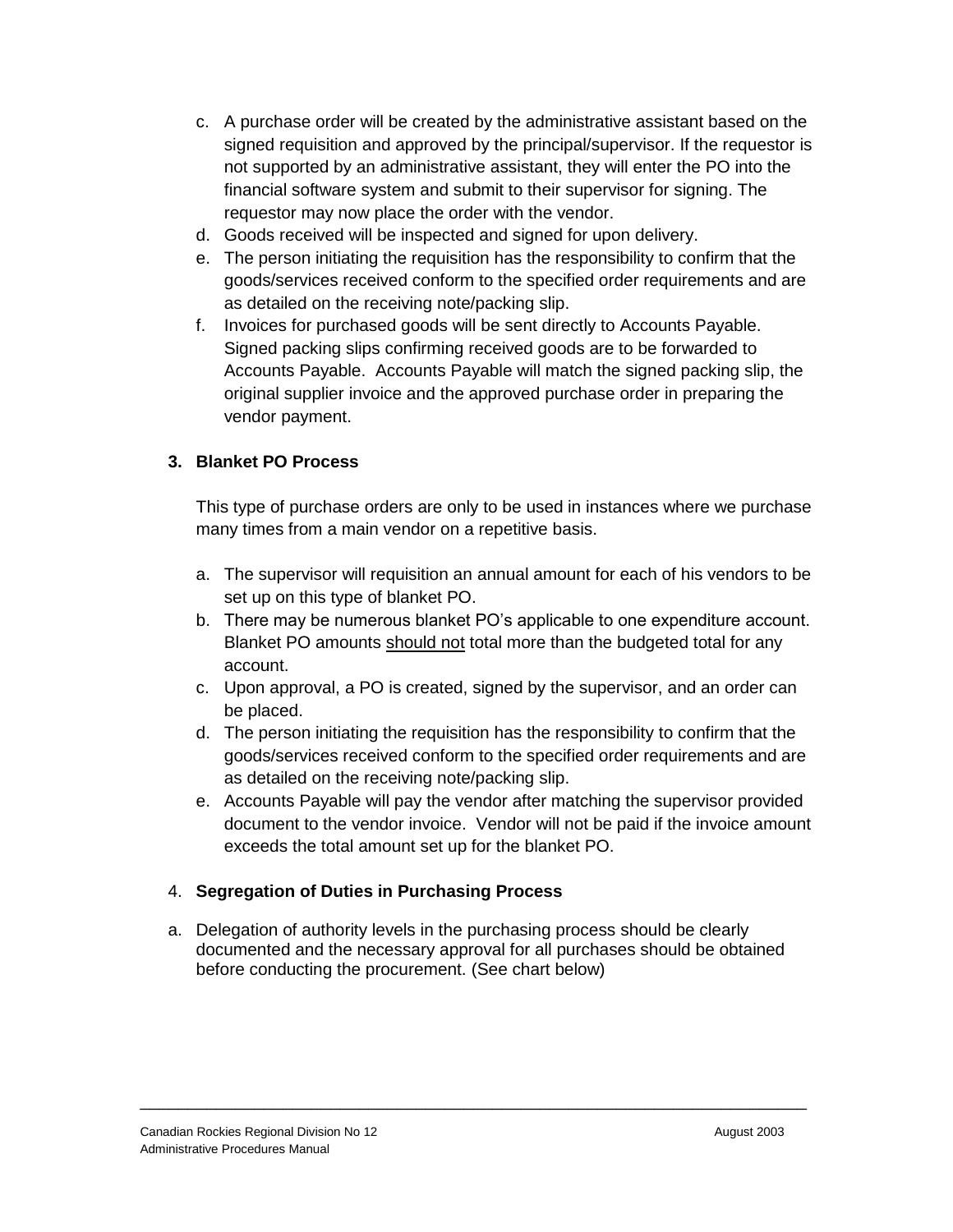c. A purchase order will be created by the administrative assistant based on the signed requisition and approved by the principal/supervisor. If the requestor is not supported by an administrative assistant, they will enter the PO into the financial software system and submit to their supervisor for signing. The requestor may now place the order with the vendor.
d. Goods received will be inspected and signed for upon delivery.
e. The person initiating the requisition has the responsibility to confirm that the goods/services received conform to the specified order requirements and are as detailed on the receiving note/packing slip.
f. Invoices for purchased goods will be sent directly to Accounts Payable. Signed packing slips confirming received goods are to be forwarded to Accounts Payable. Accounts Payable will match the signed packing slip, the original supplier invoice and the approved purchase order in preparing the vendor payment.

### 3. Blanket PO Process

This type of purchase orders are only to be used in instances where we purchase many times from a main vendor on a repetitive basis.

a. The supervisor will requisition an annual amount for each of his vendors to be set up on this type of blanket PO.
b. There may be numerous blanket PO's applicable to one expenditure account. Blanket PO amounts <u>should not</u> total more than the budgeted total for any account.
c. Upon approval, a PO is created, signed by the supervisor, and an order can be placed.
d. The person initiating the requisition has the responsibility to confirm that the goods/services received conform to the specified order requirements and are as detailed on the receiving note/packing slip.
e. Accounts Payable will pay the vendor after matching the supervisor provided document to the vendor invoice. Vendor will not be paid if the invoice amount exceeds the total amount set up for the blanket PO.

### 4. Segregation of Duties in Purchasing Process

a. Delegation of authority levels in the purchasing process should be clearly documented and the necessary approval for all purchases should be obtained before conducting the procurement. (See chart below)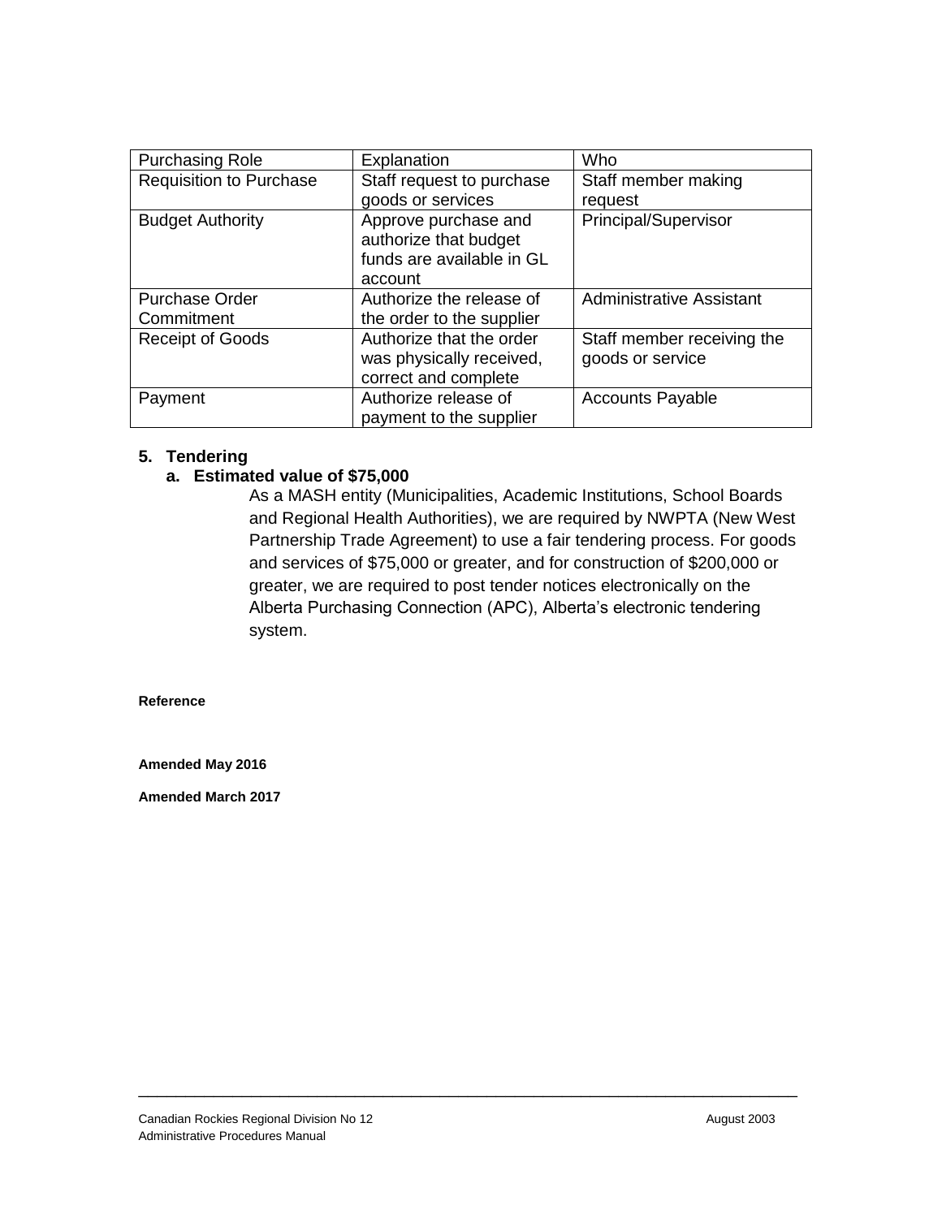| Purchasing Role | Explanation | Who |
|---|---|---|
| Requisition to Purchase | Staff request to purchase goods or services | Staff member making request |
| Budget Authority | Approve purchase and authorize that budget funds are available in GL account | Principal/Supervisor |
| Purchase Order Commitment | Authorize the release of the order to the supplier | Administrative Assistant |
| Receipt of Goods | Authorize that the order was physically received, correct and complete | Staff member receiving the goods or service |
| Payment | Authorize release of payment to the supplier | Accounts Payable |

5. **Tendering**
   a. **Estimated value of $75,000**

      As a MASH entity (Municipalities, Academic Institutions, School Boards and Regional Health Authorities), we are required by NWPTA (New West Partnership Trade Agreement) to use a fair tendering process. For goods and services of $75,000 or greater, and for construction of $200,000 or greater, we are required to post tender notices electronically on the Alberta Purchasing Connection (APC), Alberta's electronic tendering system.

**Reference**

**Amended May 2016**

**Amended March 2017**